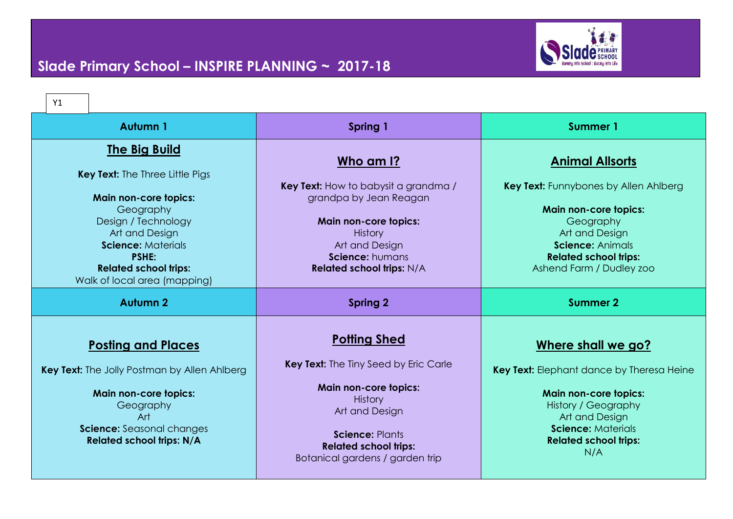# Slade Primary School – INSPIRE PLANNING ~ 2017-18

Y1

| Autumn 1 | Spring 1 | Summer 1 |
| --- | --- | --- |
| **The Big Build**<br><br>**Key Text:** The Three Little Pigs<br><br>**Main non-core topics:**<br>Geography<br>Design / Technology<br>Art and Design<br>**Science:** Materials<br>**PSHE:**<br>**Related school trips:**<br>Walk of local area (mapping) | **Who am I?**<br><br>**Key Text:** How to babysit a grandma / grandpa by Jean Reagan<br><br>**Main non-core topics:**<br>History<br>Art and Design<br>**Science:** humans<br>**Related school trips:** N/A | **Animal Allsorts**<br><br>**Key Text:** Funnybones by Allen Ahlberg<br><br>**Main non-core topics:**<br>Geography<br>Art and Design<br>**Science:** Animals<br>**Related school trips:**<br>Ashend Farm / Dudley zoo |
| **Autumn 2** | **Spring 2** | **Summer 2** |
| **Posting and Places**<br><br>**Key Text:** The Jolly Postman by Allen Ahlberg<br><br>**Main non-core topics:**<br>Geography<br>Art<br>**Science:** Seasonal changes<br>**Related school trips: N/A** | **Potting Shed**<br><br>**Key Text:** The Tiny Seed by Eric Carle<br><br>**Main non-core topics:**<br>History<br>Art and Design<br><br>**Science:** Plants<br>**Related school trips:**<br>Botanical gardens / garden trip | **Where shall we go?**<br><br>**Key Text:** Elephant dance by Theresa Heine<br><br>**Main non-core topics:**<br>History / Geography<br>Art and Design<br>**Science:** Materials<br>**Related school trips:**<br>N/A |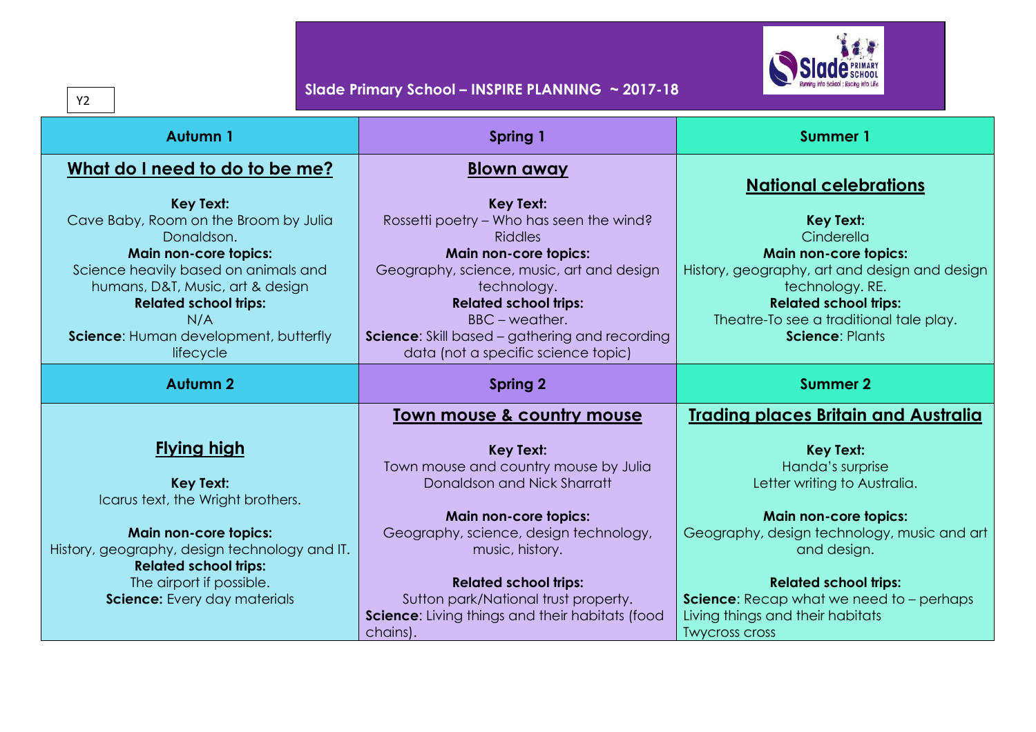Y2

# Slade Primary School – INSPIRE PLANNING ~ 2017-18

| Autumn 1 | Spring 1 | Summer 1 |
| --- | --- | --- |
| **What do I need to do to be me?**<br><br>**Key Text:**<br>Cave Baby, Room on the Broom by Julia Donaldson.<br>**Main non-core topics:**<br>Science heavily based on animals and humans, D&T, Music, art & design<br>**Related school trips:**<br>N/A<br>**Science**: Human development, butterfly lifecycle | **Blown away**<br><br>**Key Text:**<br>Rossetti poetry – Who has seen the wind?<br>Riddles<br>**Main non-core topics:**<br>Geography, science, music, art and design technology.<br>**Related school trips:**<br>BBC – weather.<br>**Science**: Skill based – gathering and recording data (not a specific science topic) | **National celebrations**<br><br>**Key Text:**<br>Cinderella<br>**Main non-core topics:**<br>History, geography, art and design and design technology. RE.<br>**Related school trips:**<br>Theatre-To see a traditional tale play.<br>**Science**: Plants |
| **Autumn 2** | **Spring 2** | **Summer 2** |
| **Flying high**<br><br>**Key Text:**<br>Icarus text, the Wright brothers.<br><br>**Main non-core topics:**<br>History, geography, design technology and IT.<br>**Related school trips:**<br>The airport if possible.<br>**Science:** Every day materials | **Town mouse & country mouse**<br><br>**Key Text:**<br>Town mouse and country mouse by Julia Donaldson and Nick Sharratt<br><br>**Main non-core topics:**<br>Geography, science, design technology, music, history.<br><br>**Related school trips:**<br>Sutton park/National trust property.<br>**Science**: Living things and their habitats (food chains). | **Trading places Britain and Australia**<br><br>**Key Text:**<br>Handa's surprise<br>Letter writing to Australia.<br><br>**Main non-core topics:**<br>Geography, design technology, music and art and design.<br><br>**Related school trips:**<br>**Science**: Recap what we need to – perhaps Living things and their habitats<br>Twycross cross |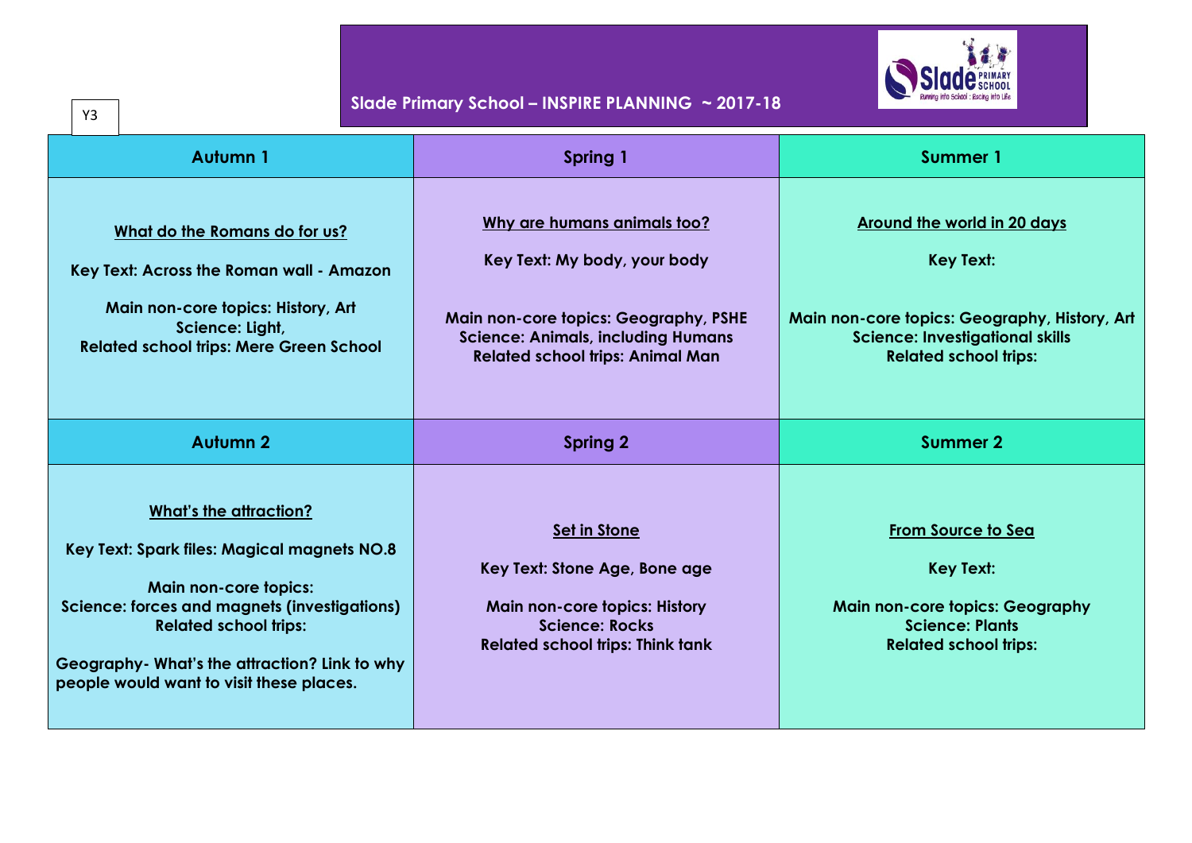Y3

# Slade Primary School – INSPIRE PLANNING ~ 2017-18

| Autumn 1 | Spring 1 | Summer 1 |
|---|---|---|
| <u>**What do the Romans do for us?**</u><br><br>**Key Text: Across the Roman wall - Amazon**<br><br>**Main non-core topics: History, Art**<br>**Science: Light,**<br>**Related school trips: Mere Green School** | <u>**Why are humans animals too?**</u><br><br>**Key Text: My body, your body**<br><br>**Main non-core topics: Geography, PSHE**<br>**Science: Animals, including Humans**<br>**Related school trips: Animal Man** | <u>**Around the world in 20 days**</u><br><br>**Key Text:**<br><br>**Main non-core topics: Geography, History, Art**<br>**Science: Investigational skills**<br>**Related school trips:** |
| **Autumn 2** | **Spring 2** | **Summer 2** |
| <u>**What's the attraction?**</u><br><br>**Key Text: Spark files: Magical magnets NO.8**<br><br>**Main non-core topics:**<br>**Science: forces and magnets (investigations)**<br>**Related school trips:**<br><br>**Geography- What's the attraction? Link to why people would want to visit these places.** | <u>**Set in Stone**</u><br><br>**Key Text: Stone Age, Bone age**<br><br>**Main non-core topics: History**<br>**Science: Rocks**<br>**Related school trips: Think tank** | <u>**From Source to Sea**</u><br><br>**Key Text:**<br><br>**Main non-core topics: Geography**<br>**Science: Plants**<br>**Related school trips:** |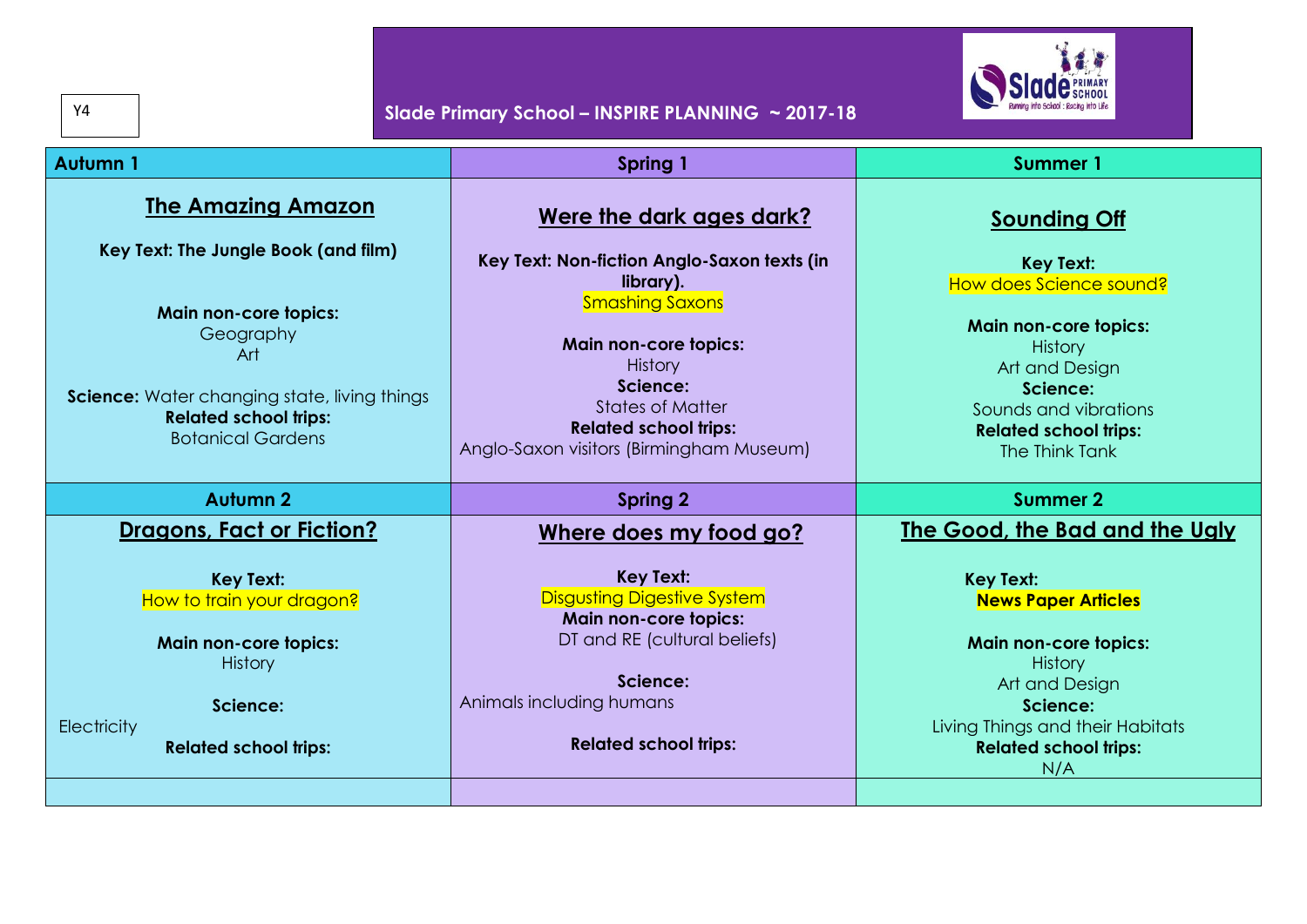Y4

# Slade Primary School – INSPIRE PLANNING ~ 2017-18

| Autumn 1 | Spring 1 | Summer 1 |
|---|---|---|
| **The Amazing Amazon**<br><br>**Key Text: The Jungle Book (and film)**<br><br>**Main non-core topics:**<br>Geography<br>Art<br><br>**Science:** Water changing state, living things<br>**Related school trips:**<br>Botanical Gardens | **Were the dark ages dark?**<br><br>**Key Text: Non-fiction Anglo-Saxon texts (in library).**<br>Smashing Saxons<br><br>**Main non-core topics:**<br>History<br>**Science:**<br>States of Matter<br>**Related school trips:**<br>Anglo-Saxon visitors (Birmingham Museum) | **Sounding Off**<br><br>**Key Text:**<br>How does Science sound?<br><br>**Main non-core topics:**<br>History<br>Art and Design<br>**Science:**<br>Sounds and vibrations<br>**Related school trips:**<br>The Think Tank |
| **Autumn 2** | **Spring 2** | **Summer 2** |
| **Dragons, Fact or Fiction?**<br><br>**Key Text:**<br>How to train your dragon?<br><br>**Main non-core topics:**<br>History<br><br>**Science:**<br>Electricity<br>**Related school trips:** | **Where does my food go?**<br><br>**Key Text:**<br>Disgusting Digestive System<br>**Main non-core topics:**<br>DT and RE (cultural beliefs)<br><br>**Science:**<br>Animals including humans<br><br>**Related school trips:** | **The Good, the Bad and the Ugly**<br><br>**Key Text:**<br>**News Paper Articles**<br><br>**Main non-core topics:**<br>History<br>Art and Design<br>**Science:**<br>Living Things and their Habitats<br>**Related school trips:**<br>N/A |
| | | |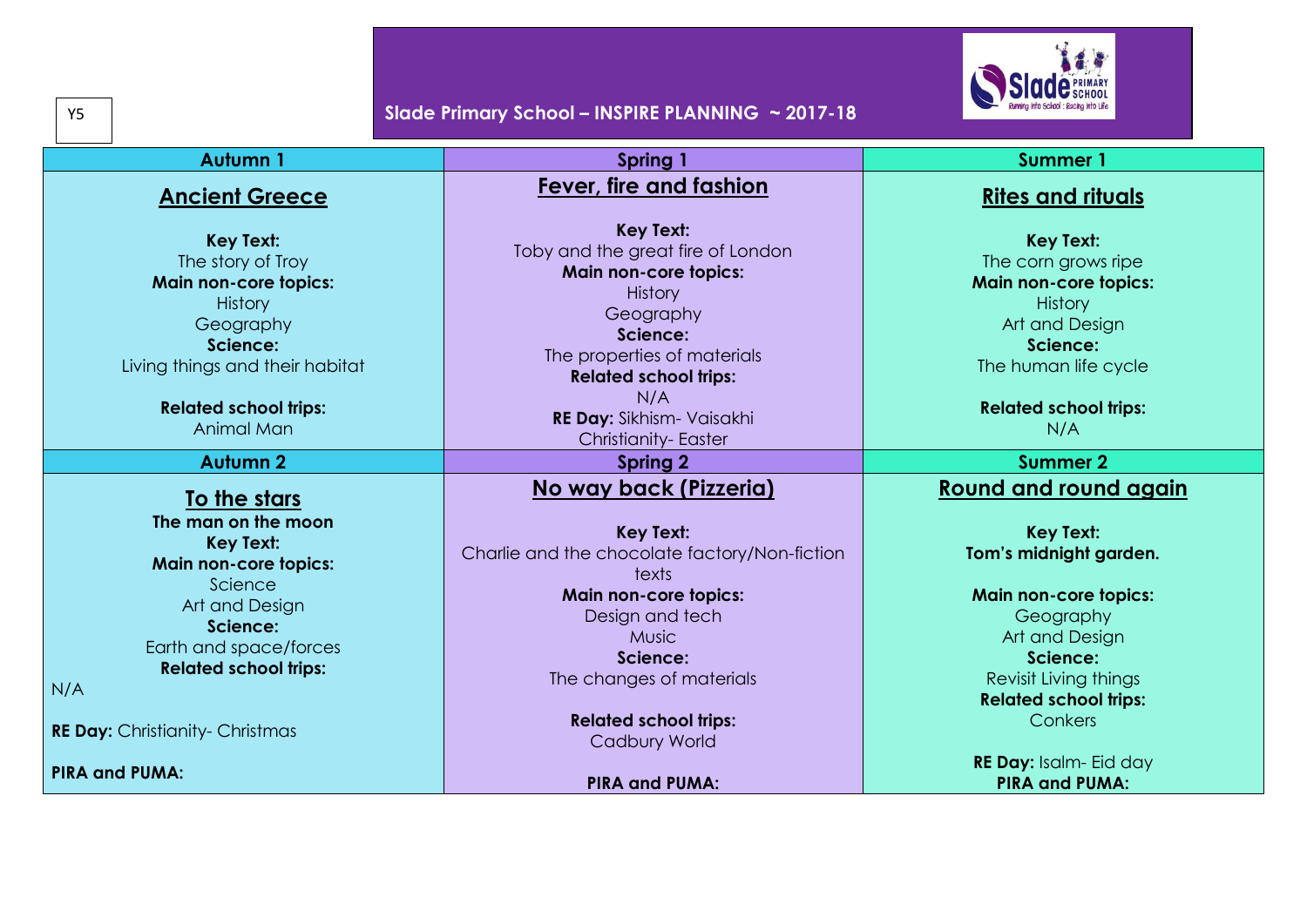Y5

# Slade Primary School – INSPIRE PLANNING ~ 2017-18

| Autumn 1 | Spring 1 | Summer 1 |
| --- | --- | --- |
| **Ancient Greece**<br><br>**Key Text:**<br>The story of Troy<br>**Main non-core topics:**<br>History<br>Geography<br>**Science:**<br>Living things and their habitat<br><br>**Related school trips:**<br>Animal Man | **Fever, fire and fashion**<br><br>**Key Text:**<br>Toby and the great fire of London<br>**Main non-core topics:**<br>History<br>Geography<br>**Science:**<br>The properties of materials<br>**Related school trips:**<br>N/A<br>**RE Day:** Sikhism- Vaisakhi<br>Christianity- Easter | **Rites and rituals**<br><br>**Key Text:**<br>The corn grows ripe<br>**Main non-core topics:**<br>History<br>Art and Design<br>**Science:**<br>The human life cycle<br><br>**Related school trips:**<br>N/A |
| **Autumn 2** | **Spring 2** | **Summer 2** |
| **To the stars**<br>**The man on the moon**<br>**Key Text:**<br>**Main non-core topics:**<br>Science<br>Art and Design<br>**Science:**<br>Earth and space/forces<br>**Related school trips:**<br>N/A<br><br>**RE Day:** Christianity- Christmas<br><br>**PIRA and PUMA:** | **No way back (Pizzeria)**<br><br>**Key Text:**<br>Charlie and the chocolate factory/Non-fiction texts<br>**Main non-core topics:**<br>Design and tech<br>Music<br>**Science:**<br>The changes of materials<br><br>**Related school trips:**<br>Cadbury World<br><br>**PIRA and PUMA:** | **Round and round again**<br><br>**Key Text:**<br>**Tom's midnight garden.**<br><br>**Main non-core topics:**<br>Geography<br>Art and Design<br>**Science:**<br>Revisit Living things<br>**Related school trips:**<br>Conkers<br><br>**RE Day:** Isalm- Eid day<br>**PIRA and PUMA:** |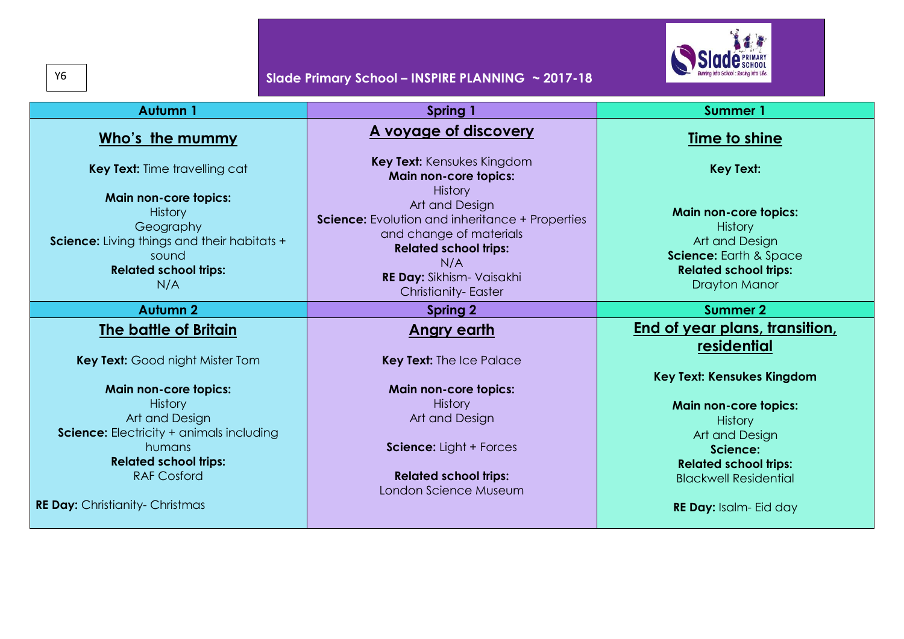Y6

# Slade Primary School – INSPIRE PLANNING ~ 2017-18

| Autumn 1 | Spring 1 | Summer 1 |
| --- | --- | --- |
| **Who's the mummy**<br><br>**Key Text:** Time travelling cat<br><br>**Main non-core topics:**<br>History<br>Geography<br>**Science:** Living things and their habitats + sound<br>**Related school trips:**<br>N/A | **A voyage of discovery**<br><br>**Key Text:** Kensukes Kingdom<br>**Main non-core topics:**<br>History<br>Art and Design<br>**Science:** Evolution and inheritance + Properties and change of materials<br>**Related school trips:**<br>N/A<br>**RE Day:** Sikhism- Vaisakhi<br>Christianity- Easter | **Time to shine**<br><br>**Key Text:**<br><br>**Main non-core topics:**<br>History<br>Art and Design<br>**Science:** Earth & Space<br>**Related school trips:**<br>Drayton Manor |
| **Autumn 2** | **Spring 2** | **Summer 2** |
| **The battle of Britain**<br><br>**Key Text:** Good night Mister Tom<br><br>**Main non-core topics:**<br>History<br>Art and Design<br>**Science:** Electricity + animals including humans<br>**Related school trips:**<br>RAF Cosford<br><br>**RE Day:** Christianity- Christmas | **Angry earth**<br><br>**Key Text:** The Ice Palace<br><br>**Main non-core topics:**<br>History<br>Art and Design<br><br>**Science:** Light + Forces<br><br>**Related school trips:**<br>London Science Museum | **End of year plans, transition, residential**<br><br>**Key Text: Kensukes Kingdom**<br><br>**Main non-core topics:**<br>History<br>Art and Design<br>**Science:**<br>**Related school trips:**<br>Blackwell Residential<br><br>**RE Day:** Isalm- Eid day |